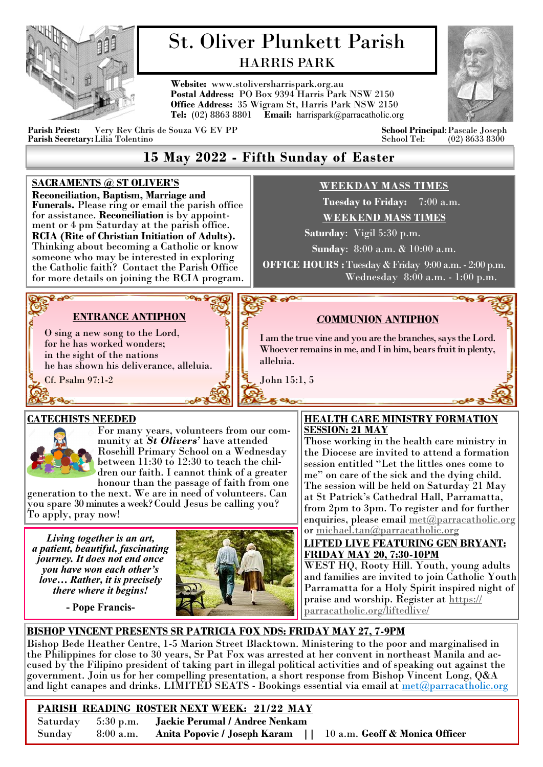# St. Oliver Plunkett Parish

## HARRIS PARK

**Website:** www.stoliversharrispark.org.au
**Postal Address:** PO Box 9394 Harris Park NSW 2150
**Office Address:** 35 Wigram St, Harris Park NSW 2150
**Tel:** (02) 8863 8801 **Email:** harrispark@parracatholic.org

**Parish Priest:** Very Rev Chris de Souza VG EV PP
**Parish Secretary:** Lilia Tolentino

**School Principal:** Pascale Joseph
School Tel: (02) 8633 8300

## 15 May 2022 - Fifth Sunday of Easter

### SACRAMENTS @ ST OLIVER'S

**Reconciliation, Baptism, Marriage and Funerals.** Please ring or email the parish office for assistance. **Reconciliation** is by appointment or 4 pm Saturday at the parish office.
**RCIA (Rite of Christian Initiation of Adults).** Thinking about becoming a Catholic or know someone who may be interested in exploring the Catholic faith? Contact the Parish Office for more details on joining the RCIA program.

### WEEKDAY MASS TIMES

**Tuesday to Friday:** 7:00 a.m.

### WEEKEND MASS TIMES

**Saturday**: Vigil 5:30 p.m.
**Sunday**: 8:00 a.m. & 10:00 a.m.

**OFFICE HOURS :** Tuesday & Friday 9:00 a.m. - 2:00 p.m.
Wednesday 8:00 a.m. - 1:00 p.m.

### ENTRANCE ANTIPHON

O sing a new song to the Lord,
for he has worked wonders;
in the sight of the nations
he has shown his deliverance, alleluia.

Cf. Psalm 97:1-2

### COMMUNION ANTIPHON

I am the true vine and you are the branches, says the Lord. Whoever remains in me, and I in him, bears fruit in plenty, alleluia.

John 15:1, 5

### CATECHISTS NEEDED

For many years, volunteers from our community at ***St Olivers'*** have attended Rosehill Primary School on a Wednesday between 11:30 to 12:30 to teach the children our faith. I cannot think of a greater honour than the passage of faith from one generation to the next. We are in need of volunteers. Can you spare 30 minutes a week? Could Jesus be calling you? To apply, pray now!

***Living together is an art, a patient, beautiful, fascinating journey. It does not end once you have won each other's love… Rather, it is precisely there where it begins!***

**- Pope Francis-**

### HEALTH CARE MINISTRY FORMATION SESSION: 21 MAY

Those working in the health care ministry in the Diocese are invited to attend a formation session entitled "Let the littles ones come to me" on care of the sick and the dying child. The session will be held on Saturday 21 May at St Patrick's Cathedral Hall, Parramatta, from 2pm to 3pm. To register and for further enquiries, please email met@parracatholic.org or michael.tan@parracatholic.org

### LIFTED LIVE FEATURING GEN BRYANT: FRIDAY MAY 20, 7:30-10PM

WEST HQ, Rooty Hill. Youth, young adults and families are invited to join Catholic Youth Parramatta for a Holy Spirit inspired night of praise and worship. Register at https://parracatholic.org/liftedlive/

### BISHOP VINCENT PRESENTS SR PATRICIA FOX NDS: FRIDAY MAY 27, 7-9PM

Bishop Bede Heather Centre, 1-5 Marion Street Blacktown. Ministering to the poor and marginalised in the Philippines for close to 30 years, Sr Pat Fox was arrested at her convent in northeast Manila and accused by the Filipino president of taking part in illegal political activities and of speaking out against the government. Join us for her compelling presentation, a short response from Bishop Vincent Long, Q&A and light canapes and drinks. LIMITED SEATS - Bookings essential via email at met@parracatholic.org

### PARISH READING ROSTER NEXT WEEK: 21/22 MAY

Saturday 5:30 p.m. **Jackie Perumal / Andree Nenkam**
Sunday 8:00 a.m. **Anita Popovic / Joseph Karam** || 10 a.m. **Geoff & Monica Officer**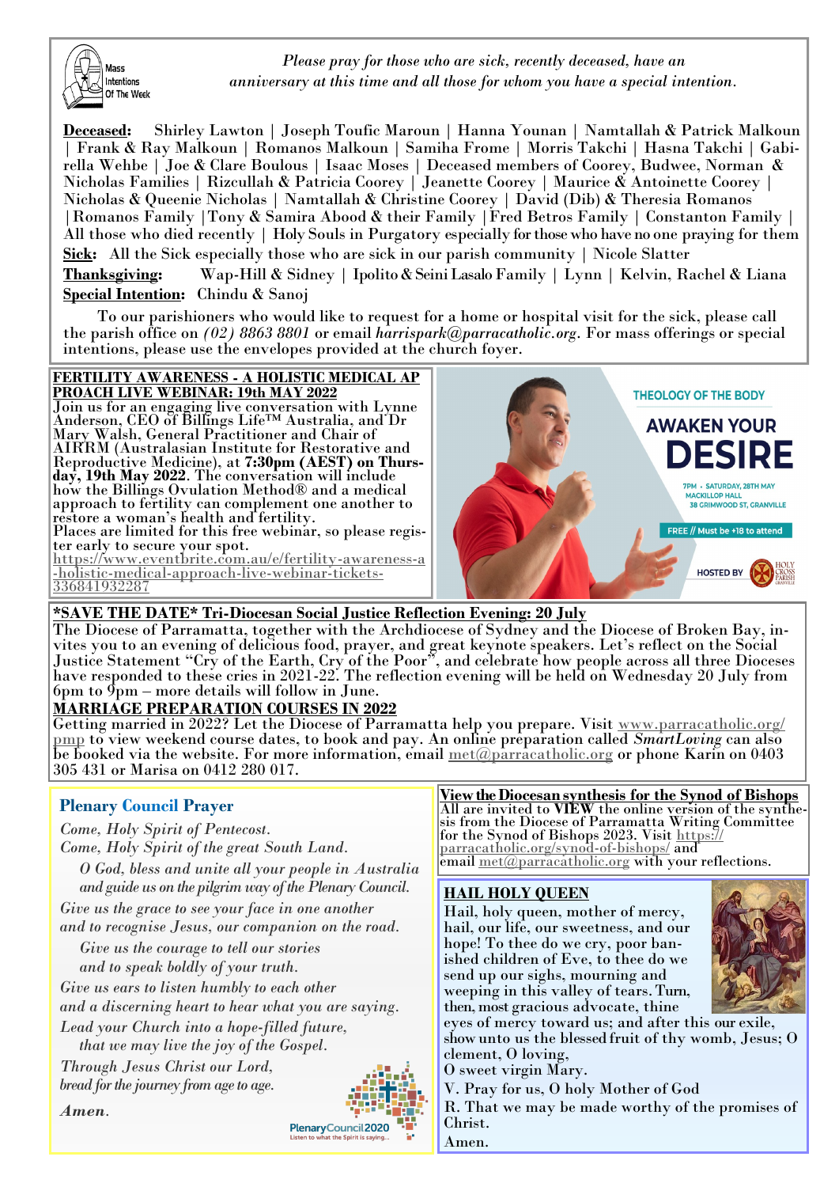*Please pray for those who are sick, recently deceased, have an anniversary at this time and all those for whom you have a special intention.*

**Deceased:** Shirley Lawton | Joseph Toufic Maroun | Hanna Younan | Namtallah & Patrick Malkoun | Frank & Ray Malkoun | Romanos Malkoun | Samiha Frome | Morris Takchi | Hasna Takchi | Gabirella Wehbe | Joe & Clare Boulous | Isaac Moses | Deceased members of Coorey, Budwee, Norman & Nicholas Families | Rizcullah & Patricia Coorey | Jeanette Coorey | Maurice & Antoinette Coorey | Nicholas & Queenie Nicholas | Namtallah & Christine Coorey | David (Dib) & Theresia Romanos | Romanos Family | Tony & Samira Abood & their Family | Fred Betros Family | Constanton Family | All those who died recently | Holy Souls in Purgatory especially for those who have no one praying for them

**Sick:** All the Sick especially those who are sick in our parish community | Nicole Slatter

**Thanksgiving:** Wap-Hill & Sidney | Ipolito & Seini Lasalo Family | Lynn | Kelvin, Rachel & Liana

**Special Intention:** Chindu & Sanoj

To our parishioners who would like to request for a home or hospital visit for the sick, please call the parish office on *(02) 8863 8801* or email *harrispark@parracatholic.org*. For mass offerings or special intentions, please use the envelopes provided at the church foyer.

**FERTILITY AWARENESS - A HOLISTIC MEDICAL APPROACH LIVE WEBINAR: 19th MAY 2022**

Join us for an engaging live conversation with Lynne Anderson, CEO of Billings Life™ Australia, and Dr Mary Walsh, General Practitioner and Chair of AIRRM (Australasian Institute for Restorative and Reproductive Medicine), at **7:30pm (AEST) on Thursday, 19th May 2022**. The conversation will include how the Billings Ovulation Method® and a medical approach to fertility can complement one another to restore a woman's health and fertility.

Places are limited for this free webinar, so please register early to secure your spot.

https://www.eventbrite.com.au/e/fertility-awareness-a-holistic-medical-approach-live-webinar-tickets-336841932287

THEOLOGY OF THE BODY

AWAKEN YOUR DESIRE

7PM • SATURDAY, 28TH MAY
MACKILLOP HALL
38 GRIMWOOD ST, GRANVILLE

FREE // Must be +18 to attend

HOSTED BY HOLY CROSS PARISH GRANVILLE

**\*SAVE THE DATE\* Tri-Diocesan Social Justice Reflection Evening: 20 July**

The Diocese of Parramatta, together with the Archdiocese of Sydney and the Diocese of Broken Bay, invites you to an evening of delicious food, prayer, and great keynote speakers. Let's reflect on the Social Justice Statement "Cry of the Earth, Cry of the Poor", and celebrate how people across all three Dioceses have responded to these cries in 2021-22. The reflection evening will be held on Wednesday 20 July from 6pm to 9pm – more details will follow in June.

**MARRIAGE PREPARATION COURSES IN 2022**

Getting married in 2022? Let the Diocese of Parramatta help you prepare. Visit www.parracatholic.org/pmp to view weekend course dates, to book and pay. An online preparation called *SmartLoving* can also be booked via the website. For more information, email met@parracatholic.org or phone Karin on 0403 305 431 or Marisa on 0412 280 017.

## Plenary Council Prayer

*Come, Holy Spirit of Pentecost.*
*Come, Holy Spirit of the great South Land.*
*O God, bless and unite all your people in Australia and guide us on the pilgrim way of the Plenary Council.*
*Give us the grace to see your face in one another and to recognise Jesus, our companion on the road.*
*Give us the courage to tell our stories and to speak boldly of your truth.*
*Give us ears to listen humbly to each other and a discerning heart to hear what you are saying.*
*Lead your Church into a hope-filled future, that we may live the joy of the Gospel.*
*Through Jesus Christ our Lord, bread for the journey from age to age.*
***Amen.***

PlenaryCouncil2020
Listen to what the Spirit is saying...

**View the Diocesan synthesis for the Synod of Bishops**

All are invited to **VIEW** the online version of the synthesis from the Diocese of Parramatta Writing Committee for the Synod of Bishops 2023. Visit https://parracatholic.org/synod-of-bishops/ and email met@parracatholic.org with your reflections.

**HAIL HOLY QUEEN**

Hail, holy queen, mother of mercy, hail, our life, our sweetness, and our hope! To thee do we cry, poor banished children of Eve, to thee do we send up our sighs, mourning and weeping in this valley of tears. Turn, then, most gracious advocate, thine eyes of mercy toward us; and after this our exile, show unto us the blessed fruit of thy womb, Jesus; O clement, O loving,
O sweet virgin Mary.
V. Pray for us, O holy Mother of God
R. That we may be made worthy of the promises of Christ.
Amen.